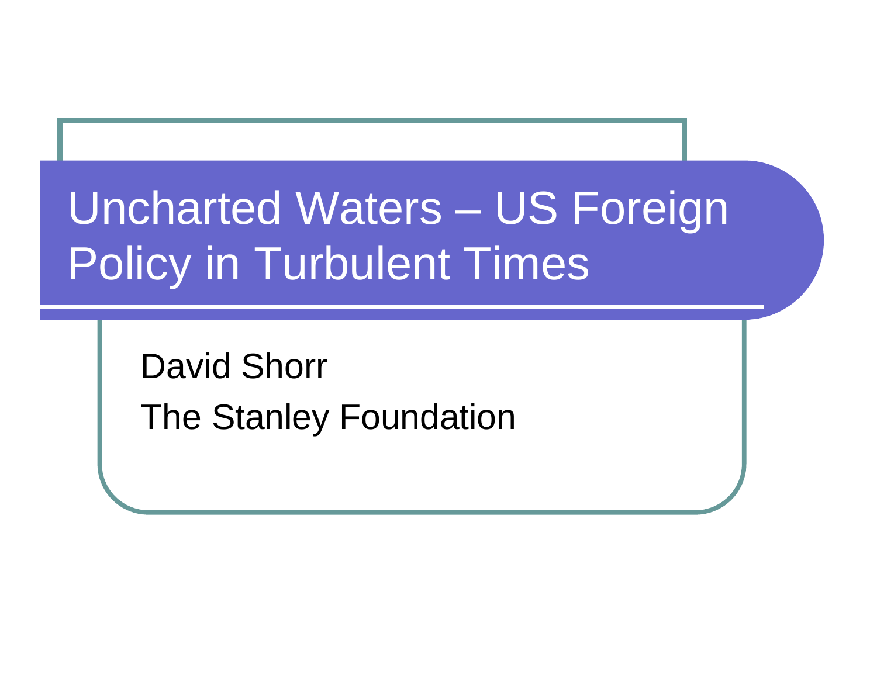# Uncharted Waters – US Foreign Policy in Turbulent Times

David Shorr

The Stanley Foundation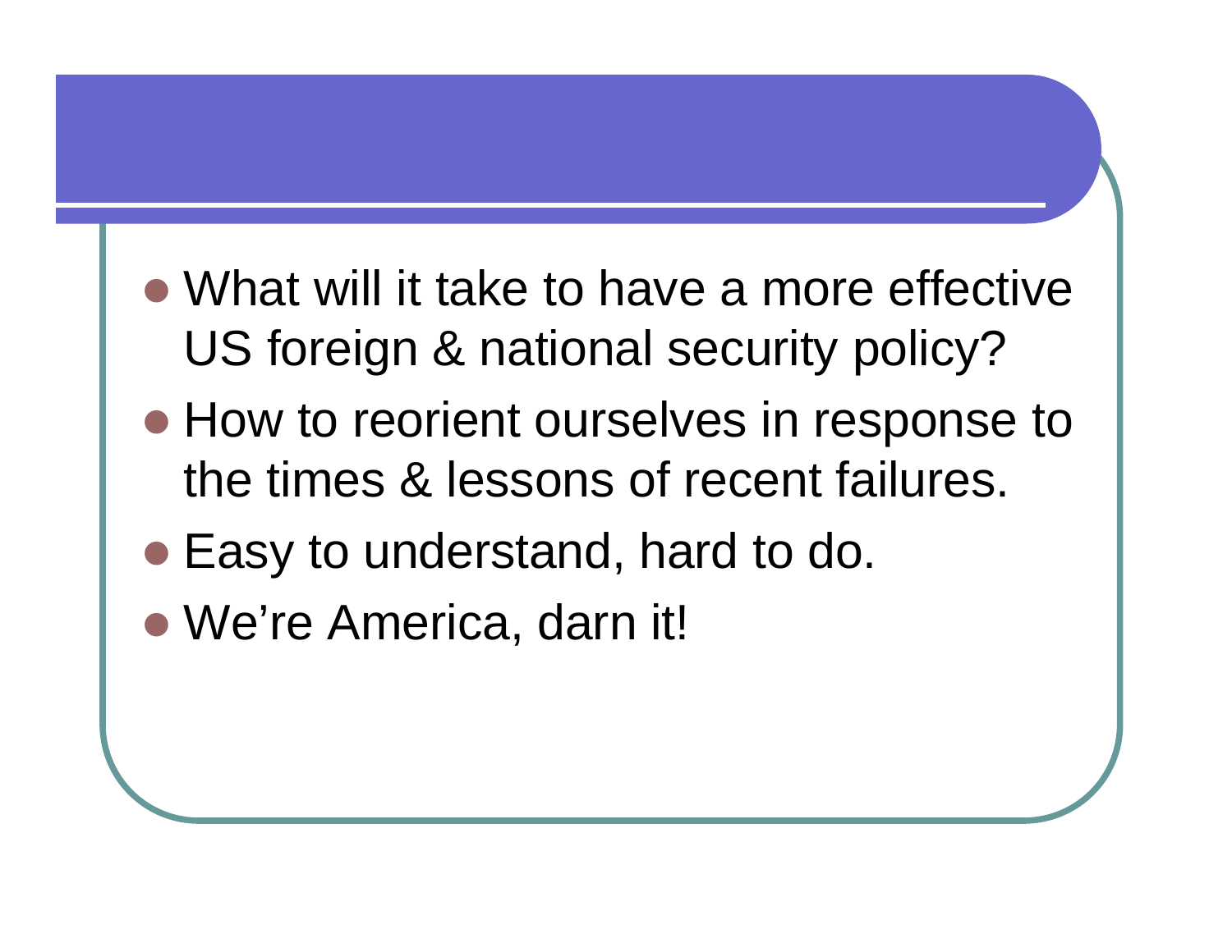- What will it take to have a more effective US foreign & national security policy?
- How to reorient ourselves in response to the times & lessons of recent failures.
- Easy to understand, hard to do.
- We're America, darn it!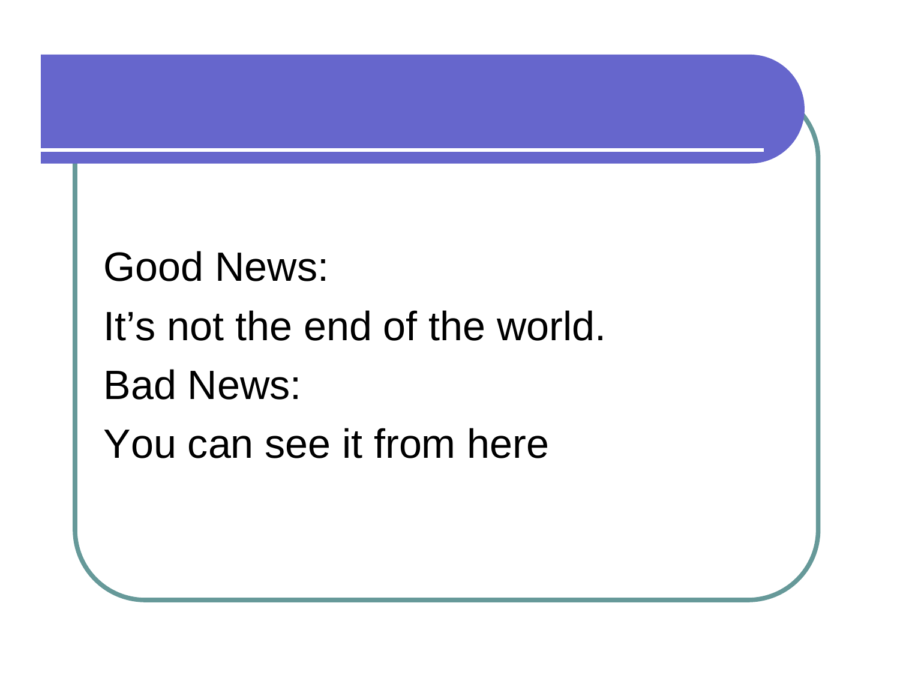Good News:

It's not the end of the world.

Bad News:

You can see it from here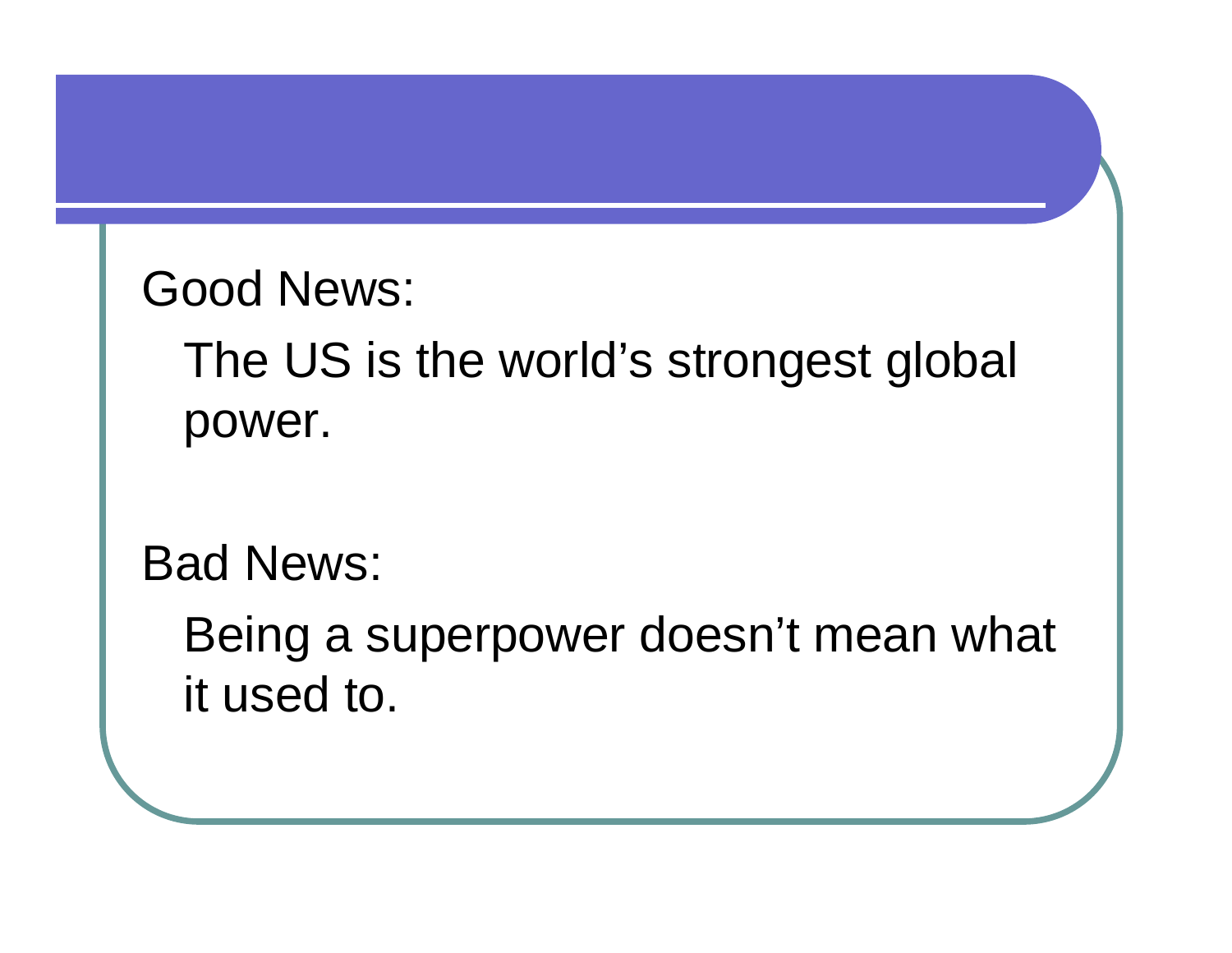Good News:

The US is the world's strongest global power.

Bad News:

Being a superpower doesn't mean what it used to.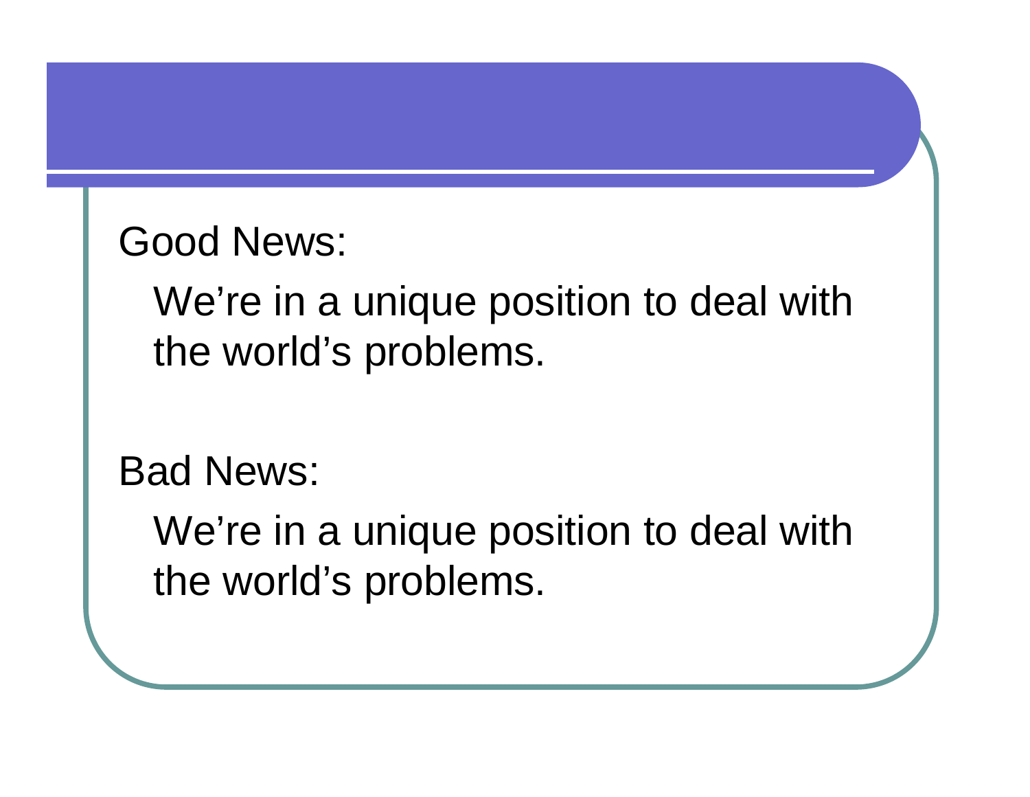Good News:

We’re in a unique position to deal with the world’s problems.

Bad News:

We’re in a unique position to deal with the world’s problems.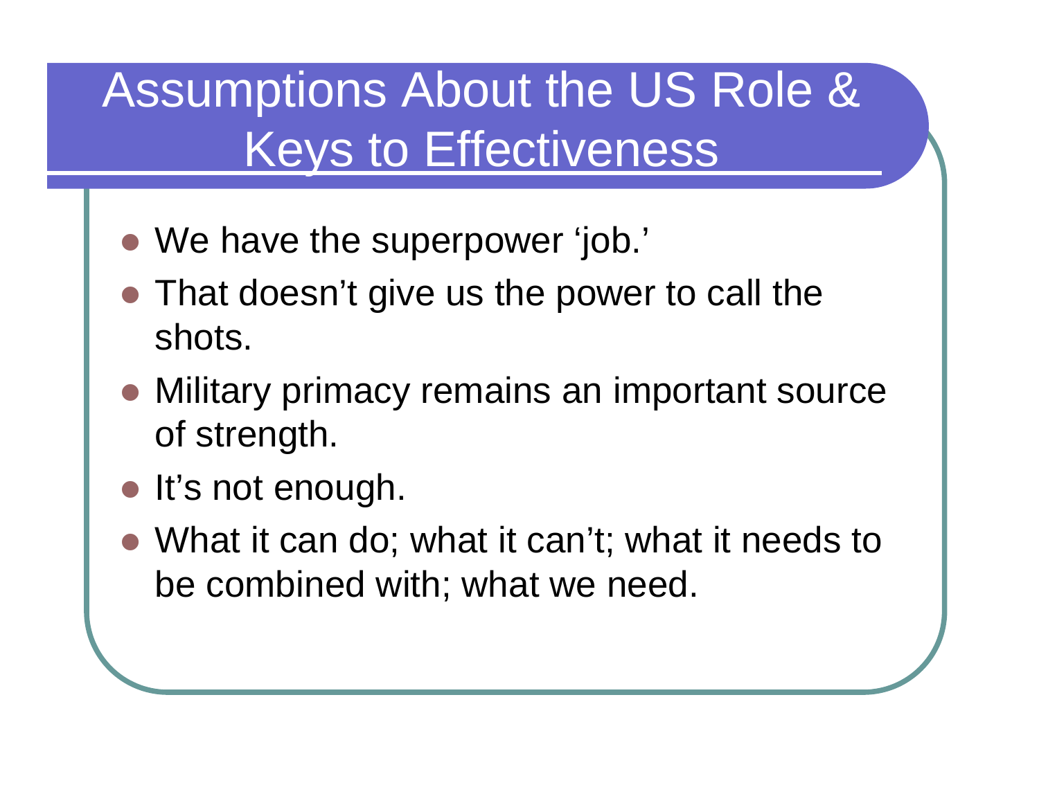# Assumptions About the US Role & Keys to Effectiveness

- We have the superpower ‘job.’
- That doesn’t give us the power to call the shots.
- Military primacy remains an important source of strength.
- It’s not enough.
- What it can do; what it can’t; what it needs to be combined with; what we need.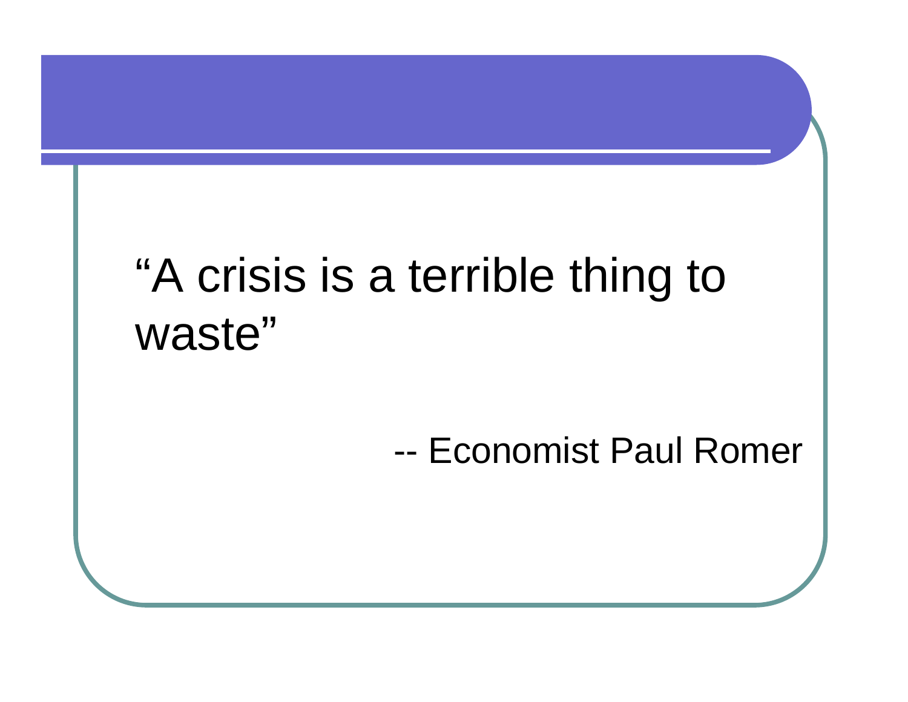"A crisis is a terrible thing to waste"

-- Economist Paul Romer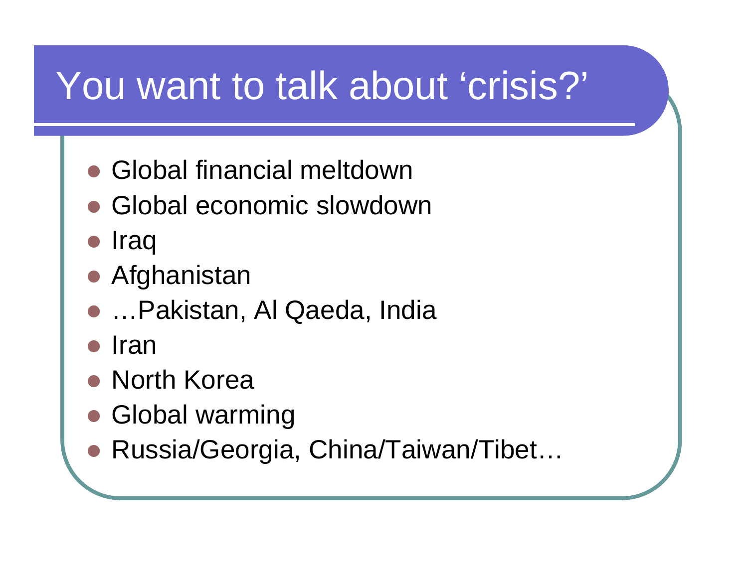# You want to talk about ‘crisis?’

- Global financial meltdown
- Global economic slowdown
- Iraq
- Afghanistan
- …Pakistan, Al Qaeda, India
- Iran
- North Korea
- Global warming
- Russia/Georgia, China/Taiwan/Tibet…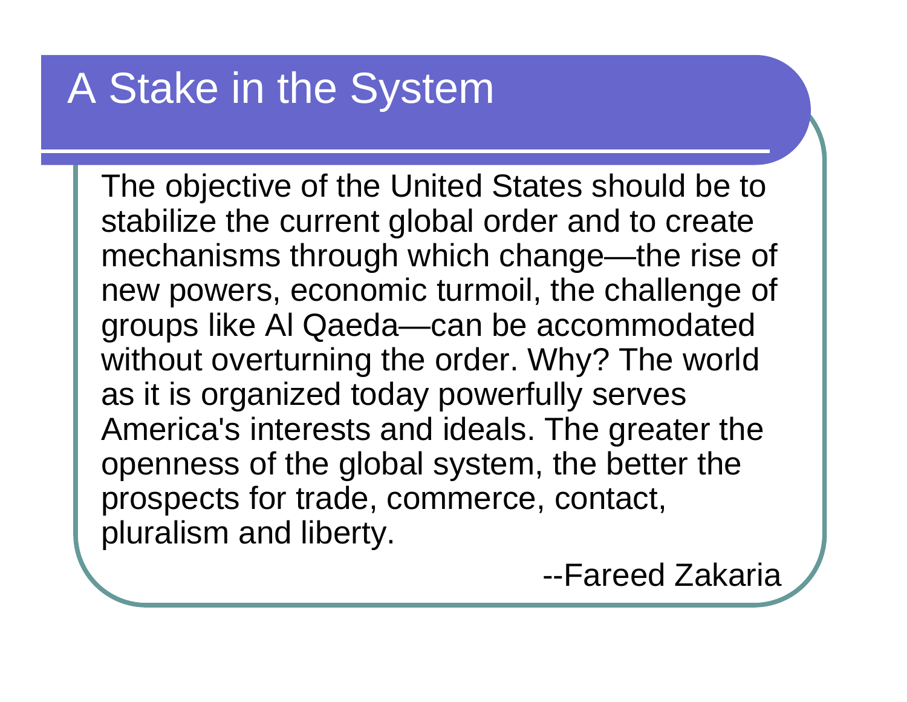# A Stake in the System

The objective of the United States should be to stabilize the current global order and to create mechanisms through which change—the rise of new powers, economic turmoil, the challenge of groups like Al Qaeda—can be accommodated without overturning the order. Why? The world as it is organized today powerfully serves America's interests and ideals. The greater the openness of the global system, the better the prospects for trade, commerce, contact, pluralism and liberty.

--Fareed Zakaria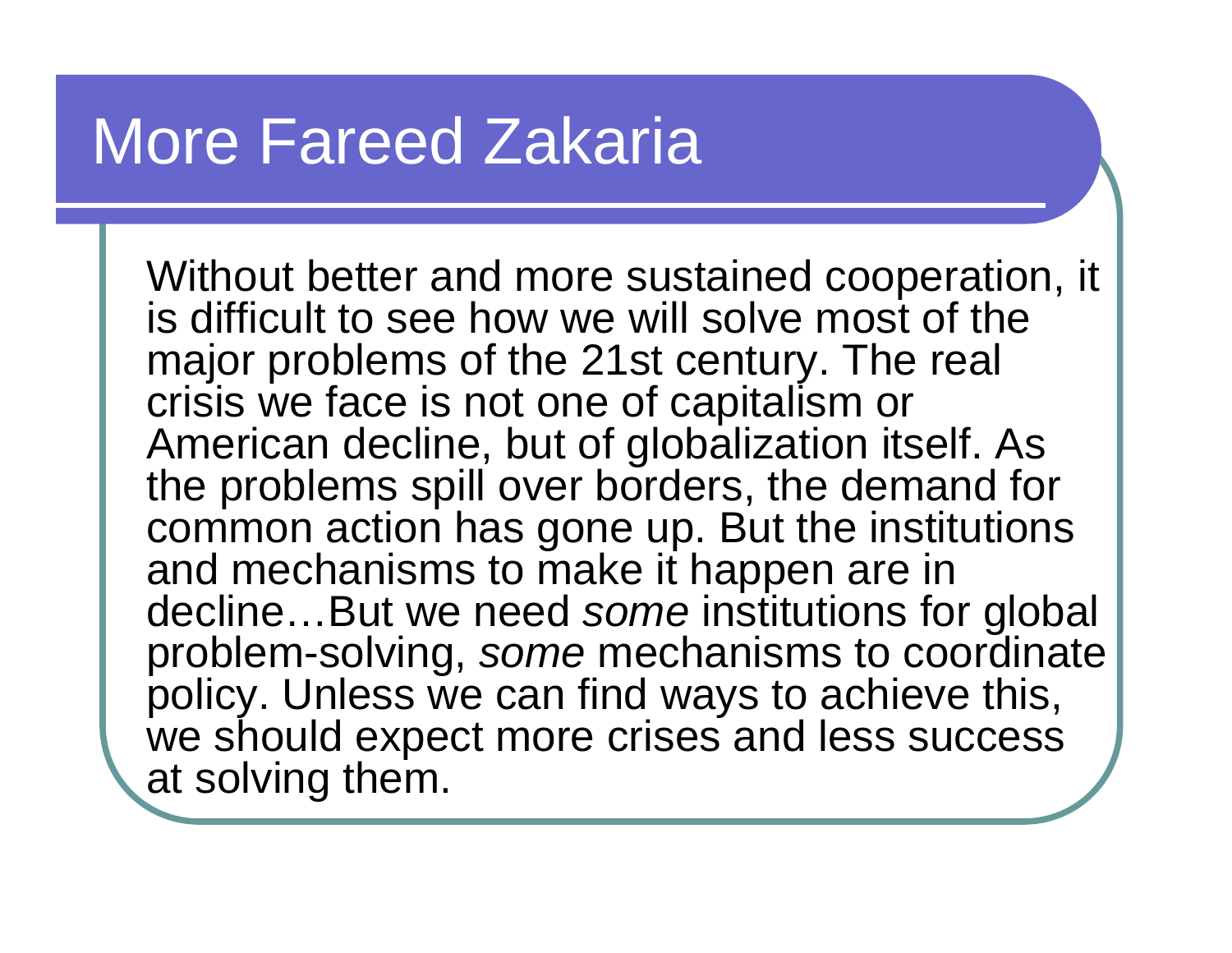# More Fareed Zakaria

Without better and more sustained cooperation, it is difficult to see how we will solve most of the major problems of the 21st century. The real crisis we face is not one of capitalism or American decline, but of globalization itself. As the problems spill over borders, the demand for common action has gone up. But the institutions and mechanisms to make it happen are in decline…But we need *some* institutions for global problem-solving, *some* mechanisms to coordinate policy. Unless we can find ways to achieve this, we should expect more crises and less success at solving them.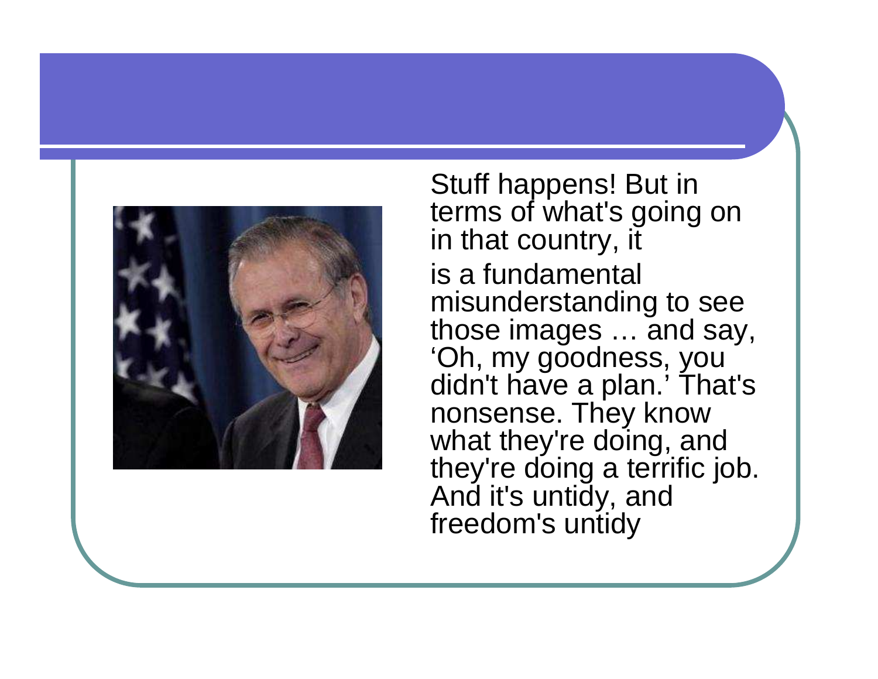Stuff happens! But in terms of what's going on in that country, it

is a fundamental misunderstanding to see those images … and say, 'Oh, my goodness, you didn't have a plan.' That's nonsense. They know what they're doing, and they're doing a terrific job. And it's untidy, and freedom's untidy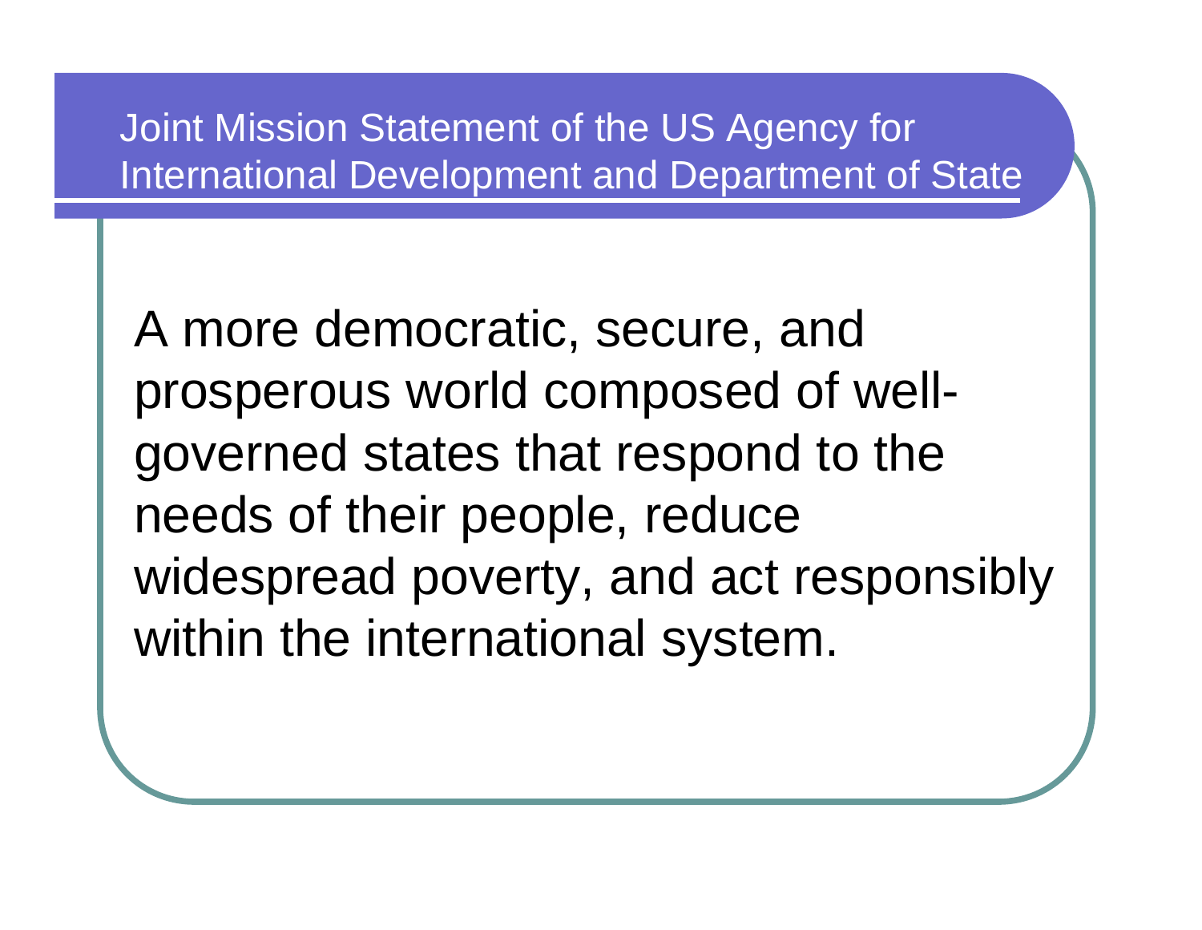## Joint Mission Statement of the US Agency for International Development and Department of State

A more democratic, secure, and prosperous world composed of well-governed states that respond to the needs of their people, reduce widespread poverty, and act responsibly within the international system.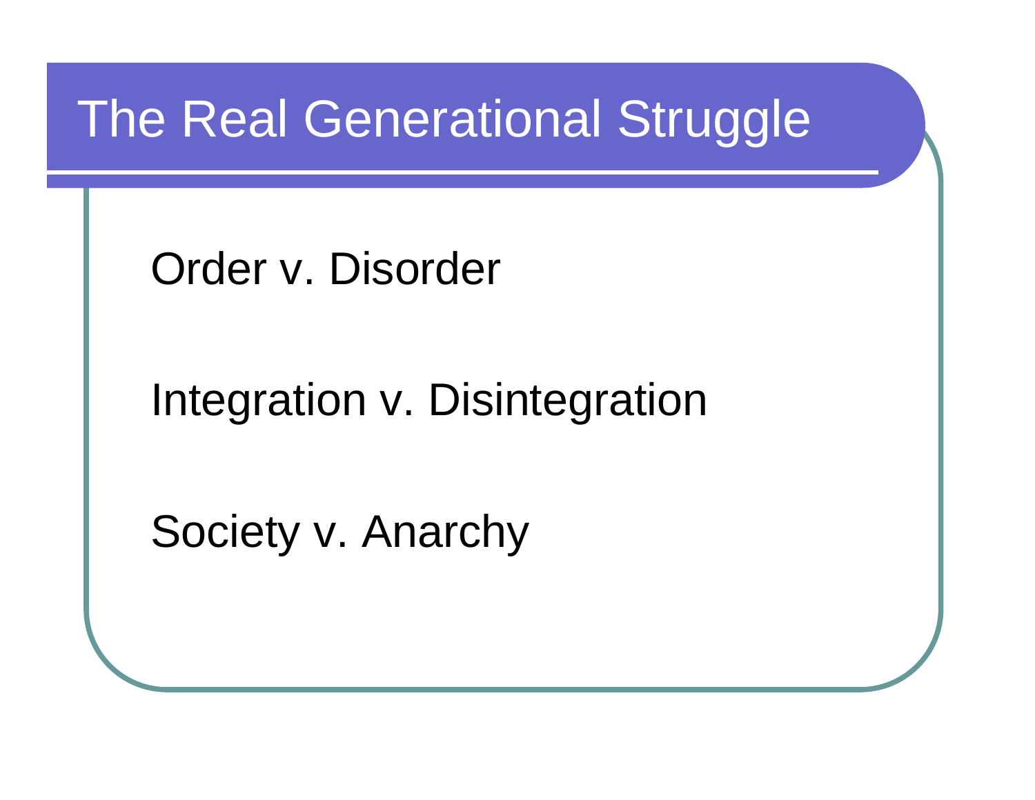# The Real Generational Struggle

Order v. Disorder

Integration v. Disintegration

Society v. Anarchy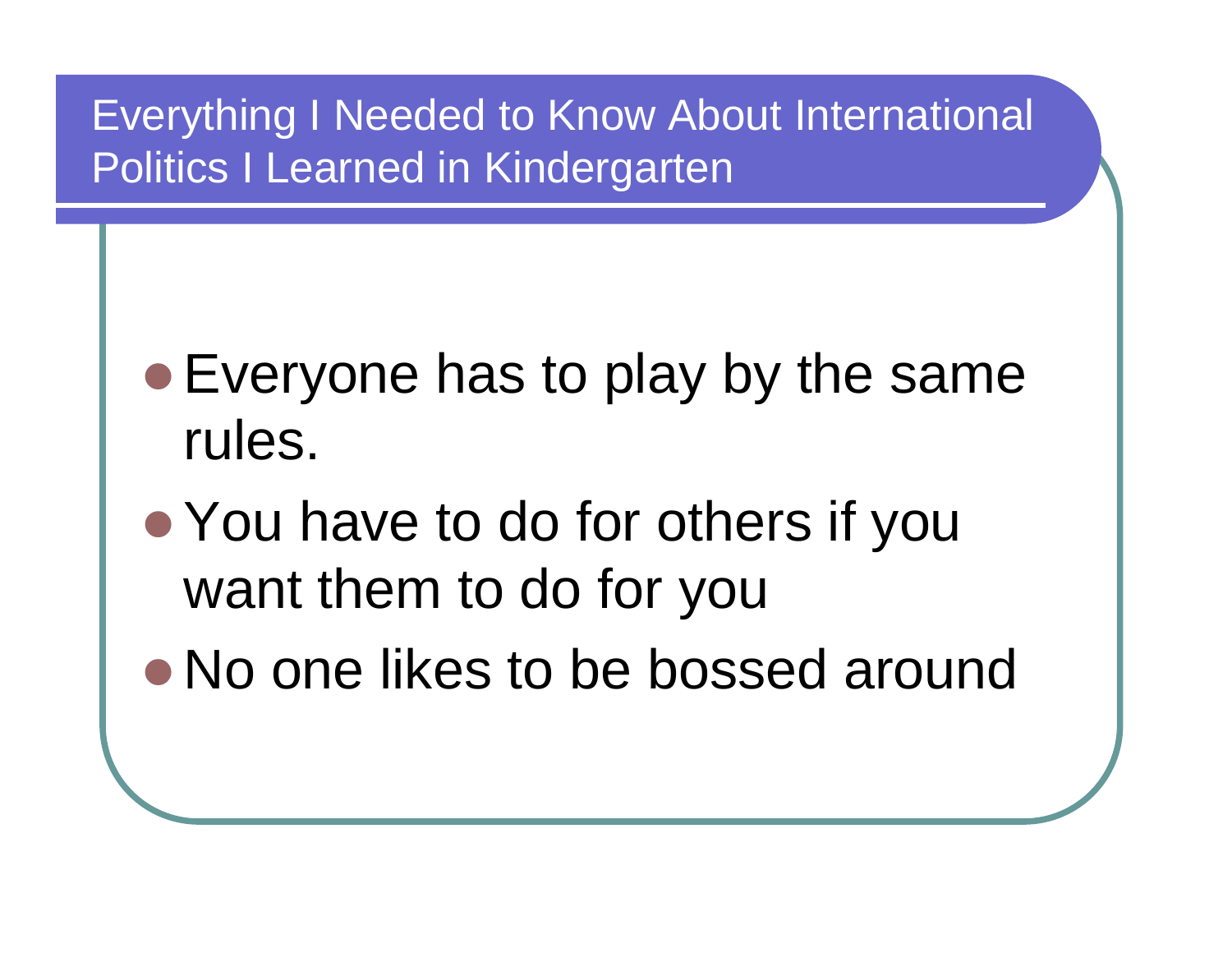## Everything I Needed to Know About International Politics I Learned in Kindergarten

- Everyone has to play by the same rules.
- You have to do for others if you want them to do for you
- No one likes to be bossed around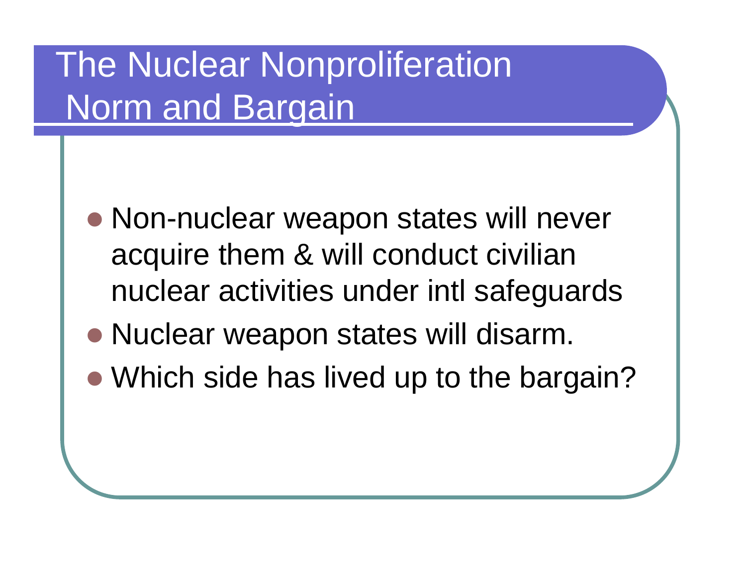# The Nuclear Nonproliferation Norm and Bargain

- Non-nuclear weapon states will never acquire them & will conduct civilian nuclear activities under intl safeguards
- Nuclear weapon states will disarm.
- Which side has lived up to the bargain?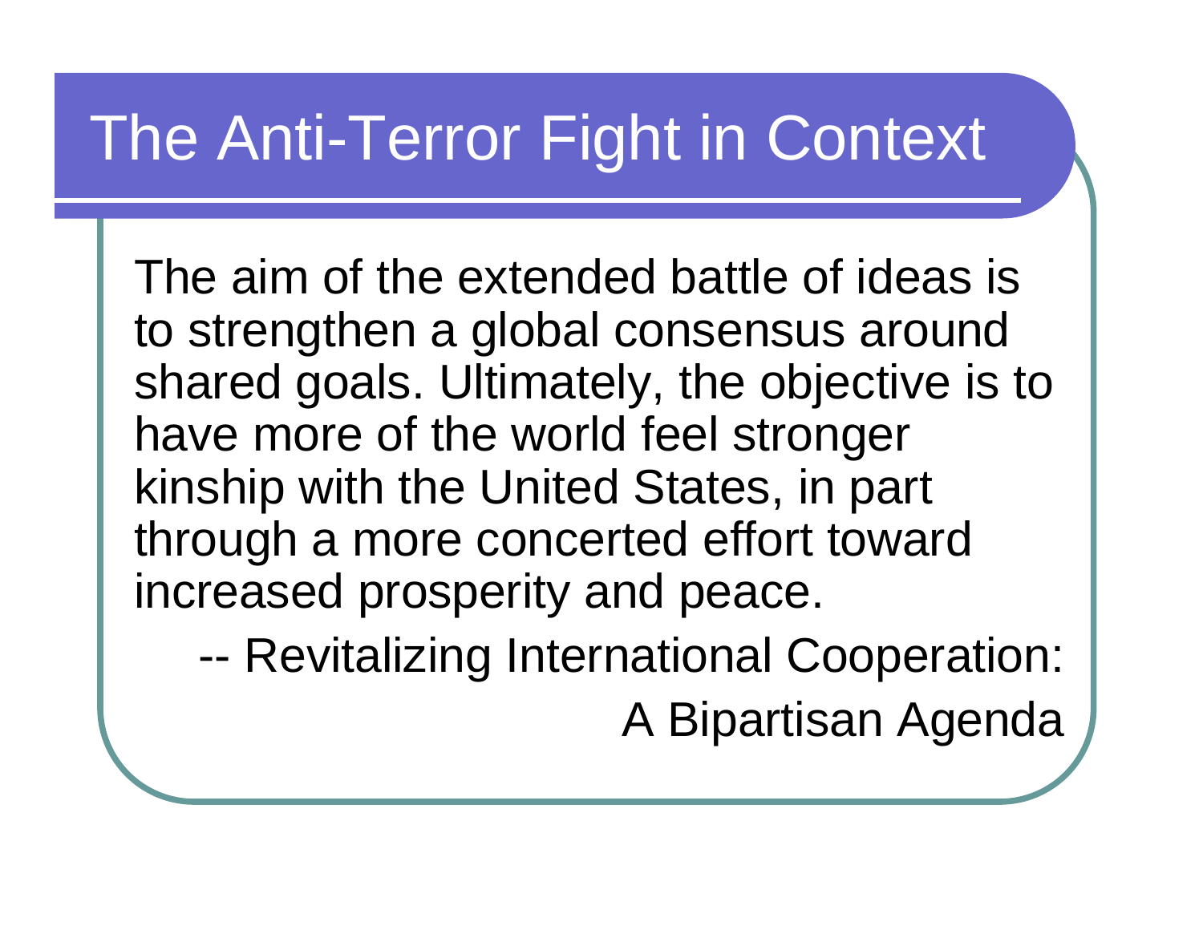# The Anti-Terror Fight in Context

The aim of the extended battle of ideas is to strengthen a global consensus around shared goals. Ultimately, the objective is to have more of the world feel stronger kinship with the United States, in part through a more concerted effort toward increased prosperity and peace.

-- Revitalizing International Cooperation: A Bipartisan Agenda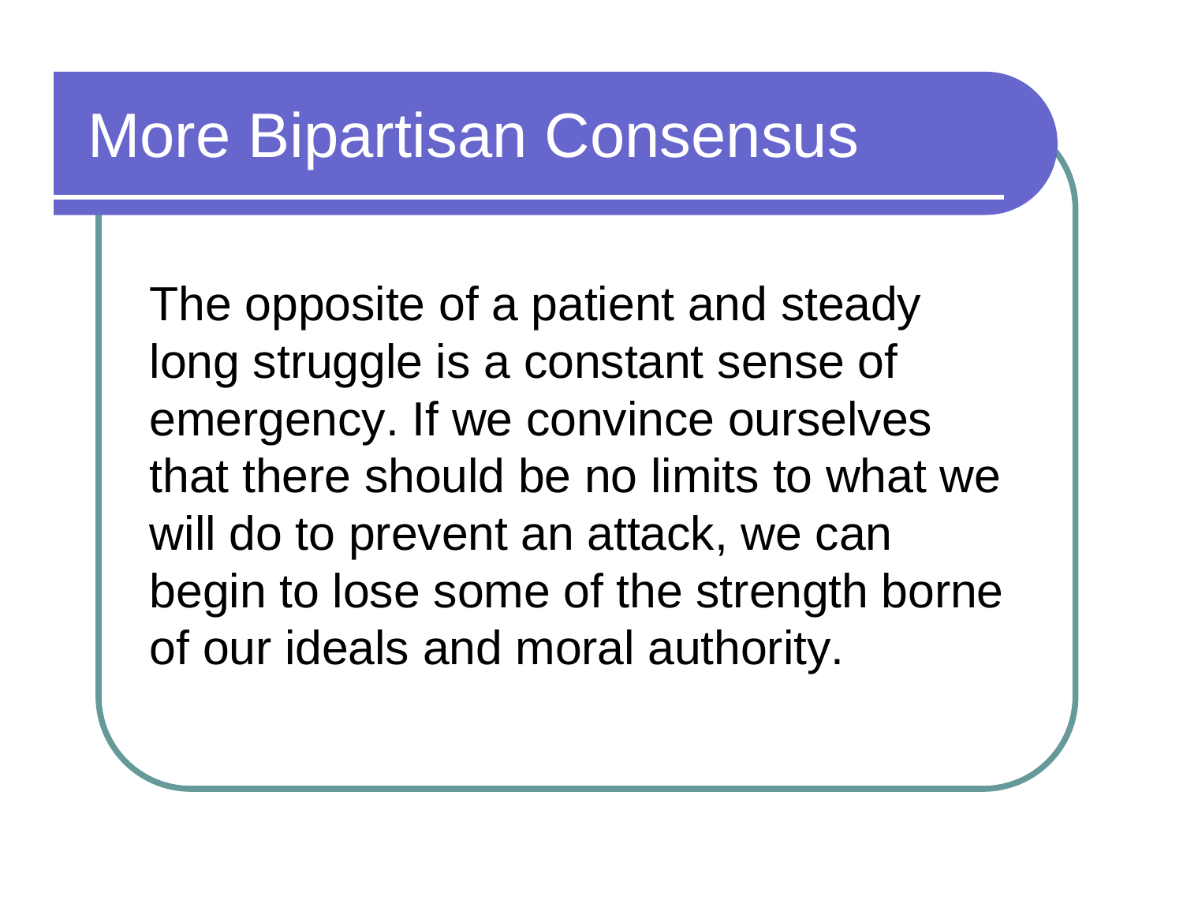# More Bipartisan Consensus

The opposite of a patient and steady long struggle is a constant sense of emergency. If we convince ourselves that there should be no limits to what we will do to prevent an attack, we can begin to lose some of the strength borne of our ideals and moral authority.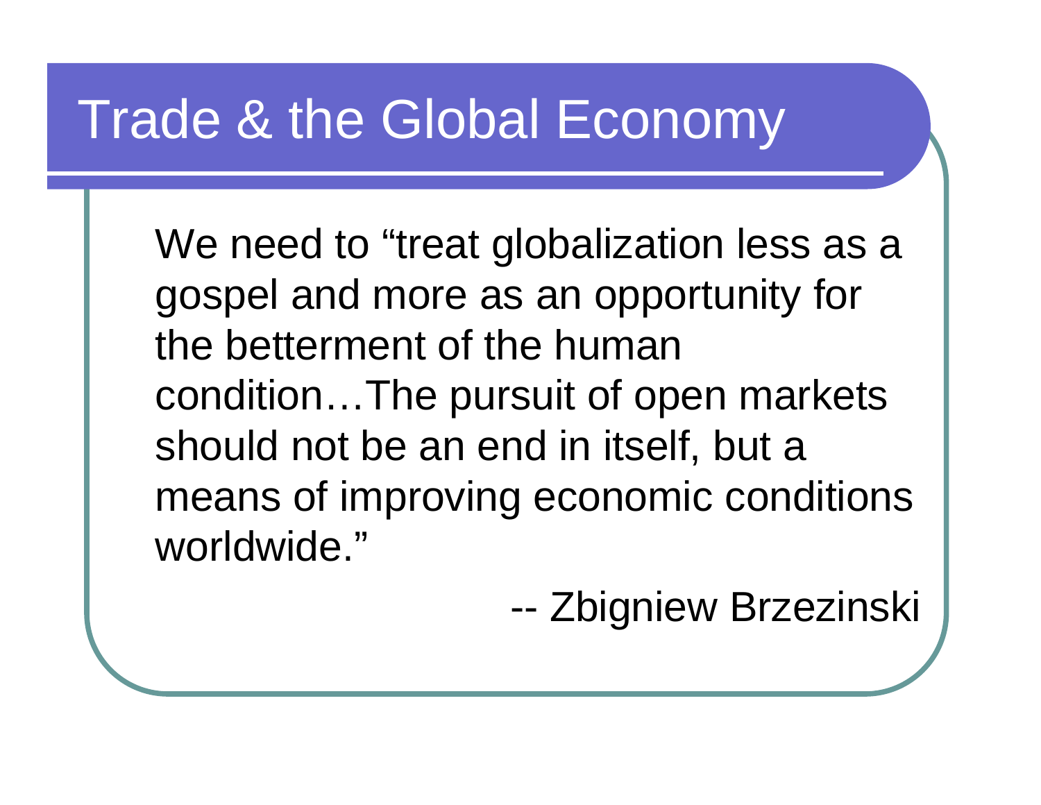# Trade & the Global Economy

We need to "treat globalization less as a gospel and more as an opportunity for the betterment of the human condition…The pursuit of open markets should not be an end in itself, but a means of improving economic conditions worldwide."

-- Zbigniew Brzezinski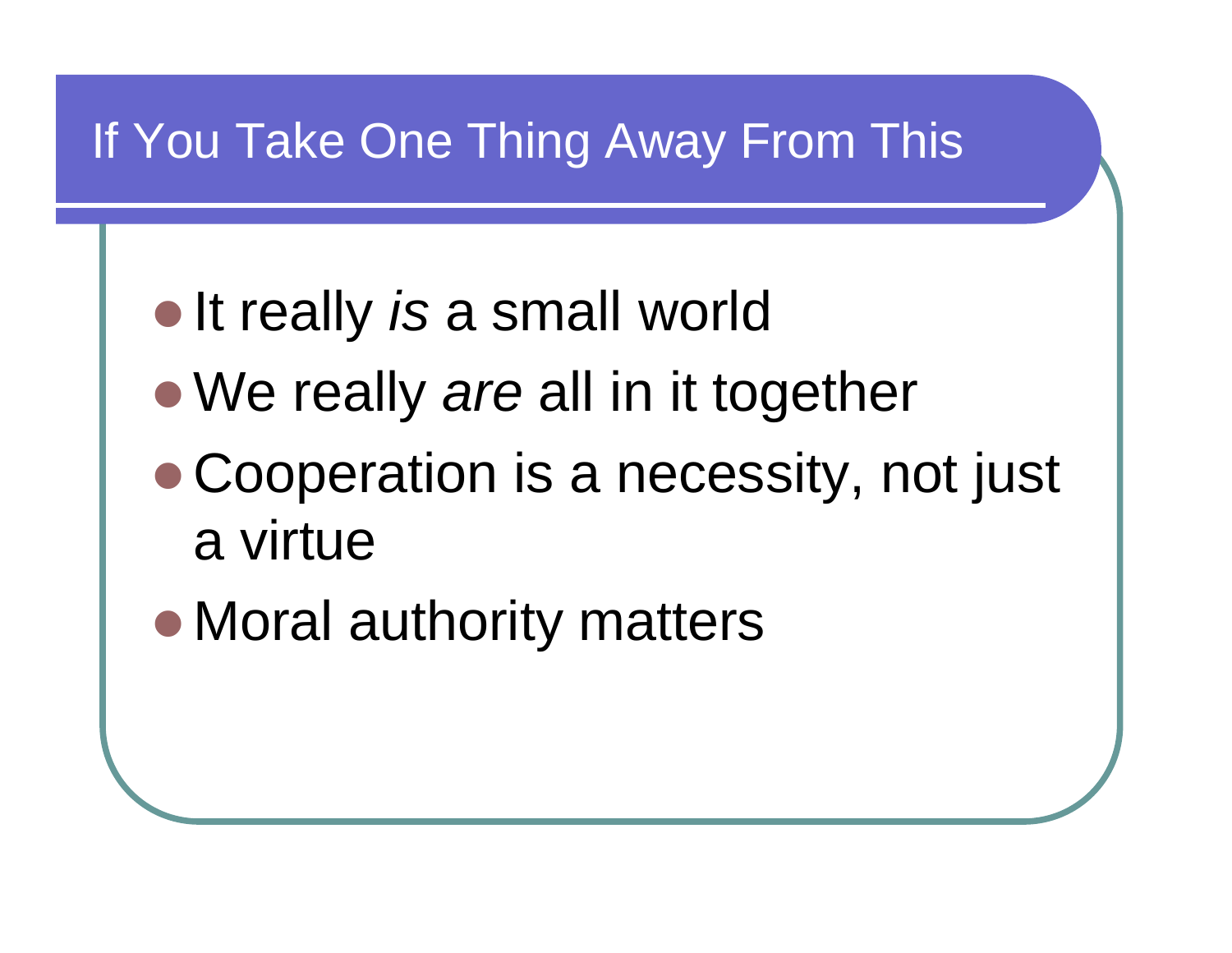# If You Take One Thing Away From This

- It really *is* a small world
- We really *are* all in it together
- Cooperation is a necessity, not just a virtue
- Moral authority matters